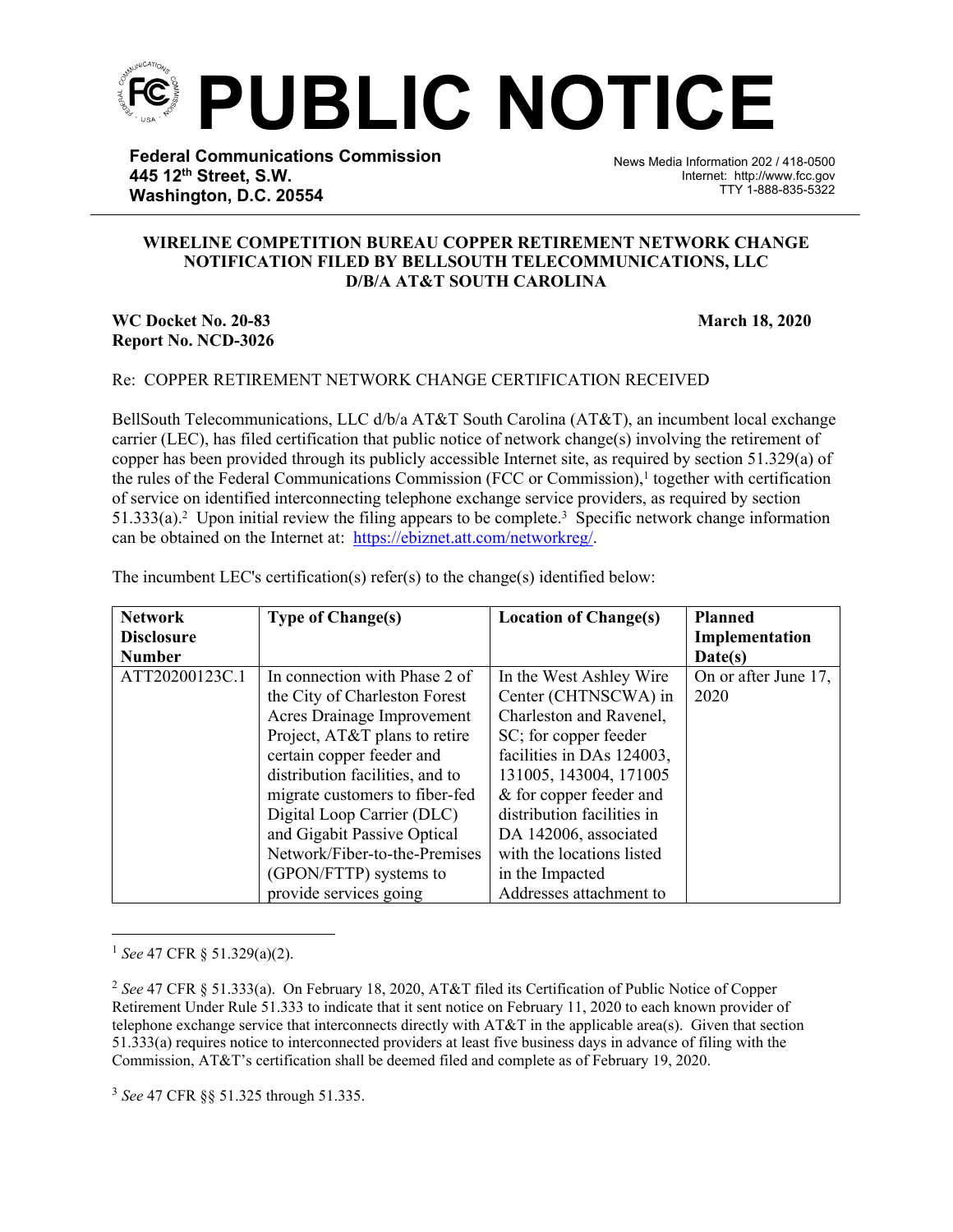# PUBLIC NOTICE

**Federal Communications Commission**
**445 12th Street, S.W.**
**Washington, D.C. 20554**

News Media Information 202 / 418-0500
Internet: http://www.fcc.gov
TTY 1-888-835-5322

**WIRELINE COMPETITION BUREAU COPPER RETIREMENT NETWORK CHANGE NOTIFICATION FILED BY BELLSOUTH TELECOMMUNICATIONS, LLC D/B/A AT&T SOUTH CAROLINA**

**WC Docket No. 20-83**
**Report No. NCD-3026**

**March 18, 2020**

Re: COPPER RETIREMENT NETWORK CHANGE CERTIFICATION RECEIVED

BellSouth Telecommunications, LLC d/b/a AT&T South Carolina (AT&T), an incumbent local exchange carrier (LEC), has filed certification that public notice of network change(s) involving the retirement of copper has been provided through its publicly accessible Internet site, as required by section 51.329(a) of the rules of the Federal Communications Commission (FCC or Commission),[1] together with certification of service on identified interconnecting telephone exchange service providers, as required by section 51.333(a).[2] Upon initial review the filing appears to be complete.[3] Specific network change information can be obtained on the Internet at: https://ebiznet.att.com/networkreg/.

The incumbent LEC's certification(s) refer(s) to the change(s) identified below:

| Network Disclosure Number | Type of Change(s) | Location of Change(s) | Planned Implementation Date(s) |
|---|---|---|---|
| ATT20200123C.1 | In connection with Phase 2 of the City of Charleston Forest Acres Drainage Improvement Project, AT&T plans to retire certain copper feeder and distribution facilities, and to migrate customers to fiber-fed Digital Loop Carrier (DLC) and Gigabit Passive Optical Network/Fiber-to-the-Premises (GPON/FTTP) systems to provide services going | In the West Ashley Wire Center (CHTNSCWA) in Charleston and Ravenel, SC; for copper feeder facilities in DAs 124003, 131005, 143004, 171005 & for copper feeder and distribution facilities in DA 142006, associated with the locations listed in the Impacted Addresses attachment to | On or after June 17, 2020 |

[1] *See* 47 CFR § 51.329(a)(2).

[2] *See* 47 CFR § 51.333(a). On February 18, 2020, AT&T filed its Certification of Public Notice of Copper Retirement Under Rule 51.333 to indicate that it sent notice on February 11, 2020 to each known provider of telephone exchange service that interconnects directly with AT&T in the applicable area(s). Given that section 51.333(a) requires notice to interconnected providers at least five business days in advance of filing with the Commission, AT&T's certification shall be deemed filed and complete as of February 19, 2020.

[3] *See* 47 CFR §§ 51.325 through 51.335.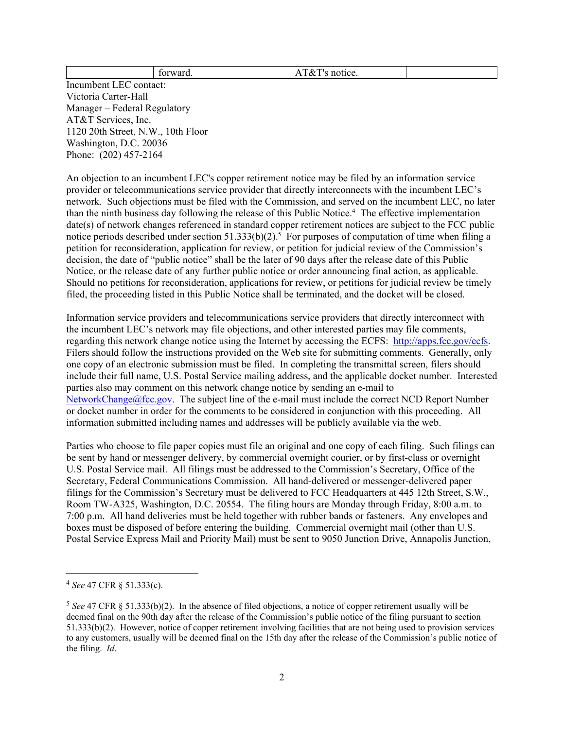| | forward. | AT&T's notice. | |
|---|---|---|---|

Incumbent LEC contact:
Victoria Carter-Hall
Manager – Federal Regulatory
AT&T Services, Inc.
1120 20th Street, N.W., 10th Floor
Washington, D.C. 20036
Phone: (202) 457-2164

An objection to an incumbent LEC's copper retirement notice may be filed by an information service provider or telecommunications service provider that directly interconnects with the incumbent LEC's network. Such objections must be filed with the Commission, and served on the incumbent LEC, no later than the ninth business day following the release of this Public Notice.[4] The effective implementation date(s) of network changes referenced in standard copper retirement notices are subject to the FCC public notice periods described under section 51.333(b)(2).[5] For purposes of computation of time when filing a petition for reconsideration, application for review, or petition for judicial review of the Commission's decision, the date of "public notice" shall be the later of 90 days after the release date of this Public Notice, or the release date of any further public notice or order announcing final action, as applicable. Should no petitions for reconsideration, applications for review, or petitions for judicial review be timely filed, the proceeding listed in this Public Notice shall be terminated, and the docket will be closed.

Information service providers and telecommunications service providers that directly interconnect with the incumbent LEC's network may file objections, and other interested parties may file comments, regarding this network change notice using the Internet by accessing the ECFS: http://apps.fcc.gov/ecfs. Filers should follow the instructions provided on the Web site for submitting comments. Generally, only one copy of an electronic submission must be filed. In completing the transmittal screen, filers should include their full name, U.S. Postal Service mailing address, and the applicable docket number. Interested parties also may comment on this network change notice by sending an e-mail to NetworkChange@fcc.gov. The subject line of the e-mail must include the correct NCD Report Number or docket number in order for the comments to be considered in conjunction with this proceeding. All information submitted including names and addresses will be publicly available via the web.

Parties who choose to file paper copies must file an original and one copy of each filing. Such filings can be sent by hand or messenger delivery, by commercial overnight courier, or by first-class or overnight U.S. Postal Service mail. All filings must be addressed to the Commission's Secretary, Office of the Secretary, Federal Communications Commission. All hand-delivered or messenger-delivered paper filings for the Commission's Secretary must be delivered to FCC Headquarters at 445 12th Street, S.W., Room TW-A325, Washington, D.C. 20554. The filing hours are Monday through Friday, 8:00 a.m. to 7:00 p.m. All hand deliveries must be held together with rubber bands or fasteners. Any envelopes and boxes must be disposed of <u>before</u> entering the building. Commercial overnight mail (other than U.S. Postal Service Express Mail and Priority Mail) must be sent to 9050 Junction Drive, Annapolis Junction,

---

[4] *See* 47 CFR § 51.333(c).

[5] *See* 47 CFR § 51.333(b)(2). In the absence of filed objections, a notice of copper retirement usually will be deemed final on the 90th day after the release of the Commission's public notice of the filing pursuant to section 51.333(b)(2). However, notice of copper retirement involving facilities that are not being used to provision services to any customers, usually will be deemed final on the 15th day after the release of the Commission's public notice of the filing. *Id*.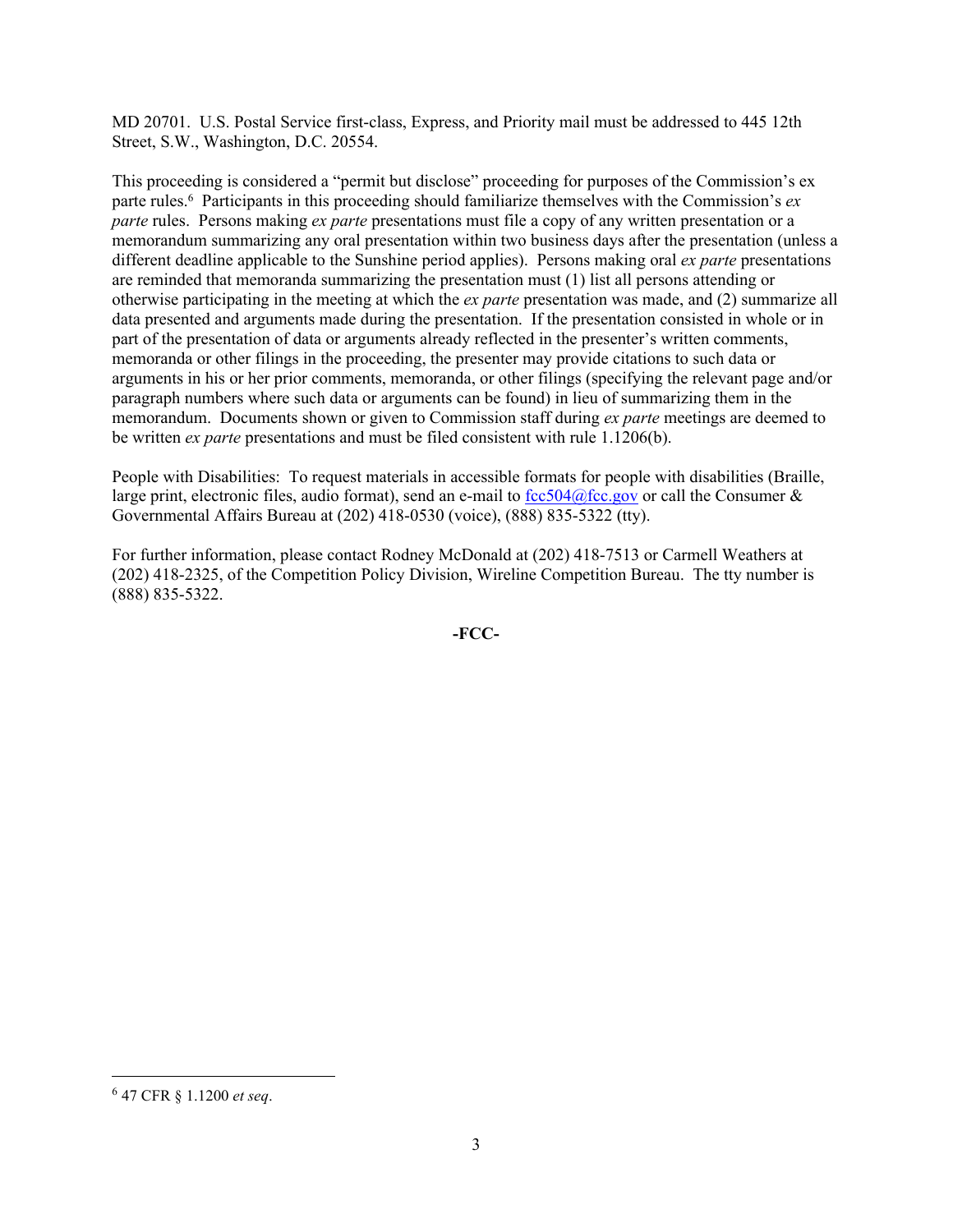MD 20701. U.S. Postal Service first-class, Express, and Priority mail must be addressed to 445 12th Street, S.W., Washington, D.C. 20554.

This proceeding is considered a "permit but disclose" proceeding for purposes of the Commission's ex parte rules.[6] Participants in this proceeding should familiarize themselves with the Commission's *ex parte* rules. Persons making *ex parte* presentations must file a copy of any written presentation or a memorandum summarizing any oral presentation within two business days after the presentation (unless a different deadline applicable to the Sunshine period applies). Persons making oral *ex parte* presentations are reminded that memoranda summarizing the presentation must (1) list all persons attending or otherwise participating in the meeting at which the *ex parte* presentation was made, and (2) summarize all data presented and arguments made during the presentation. If the presentation consisted in whole or in part of the presentation of data or arguments already reflected in the presenter's written comments, memoranda or other filings in the proceeding, the presenter may provide citations to such data or arguments in his or her prior comments, memoranda, or other filings (specifying the relevant page and/or paragraph numbers where such data or arguments can be found) in lieu of summarizing them in the memorandum. Documents shown or given to Commission staff during *ex parte* meetings are deemed to be written *ex parte* presentations and must be filed consistent with rule 1.1206(b).

People with Disabilities: To request materials in accessible formats for people with disabilities (Braille, large print, electronic files, audio format), send an e-mail to fcc504@fcc.gov or call the Consumer & Governmental Affairs Bureau at (202) 418-0530 (voice), (888) 835-5322 (tty).

For further information, please contact Rodney McDonald at (202) 418-7513 or Carmell Weathers at (202) 418-2325, of the Competition Policy Division, Wireline Competition Bureau. The tty number is (888) 835-5322.

**-FCC-**

---

[6] 47 CFR § 1.1200 *et seq*.